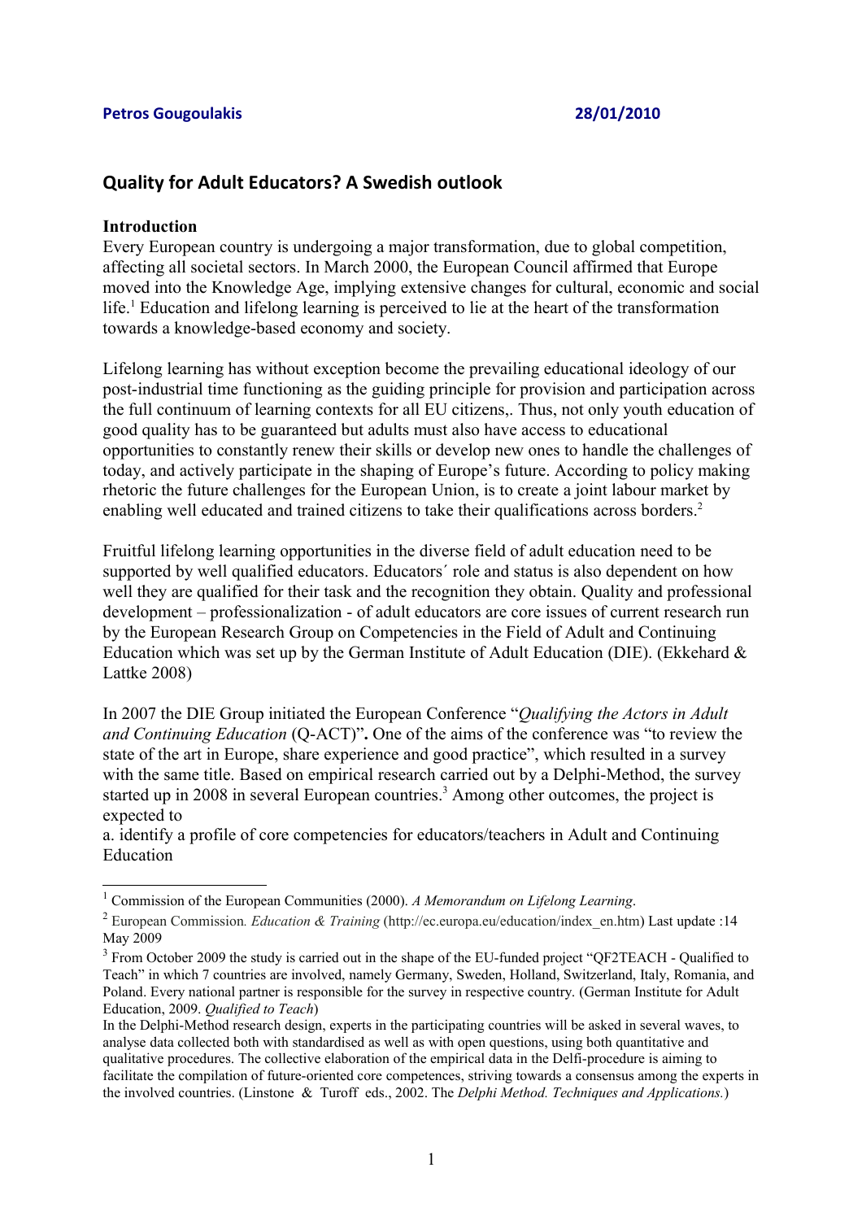**Petros Gougoulakis** **28/01/2010**

## Quality for Adult Educators? A Swedish outlook

**Introduction**

Every European country is undergoing a major transformation, due to global competition, affecting all societal sectors. In March 2000, the European Council affirmed that Europe moved into the Knowledge Age, implying extensive changes for cultural, economic and social life.[1] Education and lifelong learning is perceived to lie at the heart of the transformation towards a knowledge-based economy and society.

Lifelong learning has without exception become the prevailing educational ideology of our post-industrial time functioning as the guiding principle for provision and participation across the full continuum of learning contexts for all EU citizens,. Thus, not only youth education of good quality has to be guaranteed but adults must also have access to educational opportunities to constantly renew their skills or develop new ones to handle the challenges of today, and actively participate in the shaping of Europe's future. According to policy making rhetoric the future challenges for the European Union, is to create a joint labour market by enabling well educated and trained citizens to take their qualifications across borders.[2]

Fruitful lifelong learning opportunities in the diverse field of adult education need to be supported by well qualified educators. Educators´ role and status is also dependent on how well they are qualified for their task and the recognition they obtain. Quality and professional development – professionalization - of adult educators are core issues of current research run by the European Research Group on Competencies in the Field of Adult and Continuing Education which was set up by the German Institute of Adult Education (DIE). (Ekkehard & Lattke 2008)

In 2007 the DIE Group initiated the European Conference "*Qualifying the Actors in Adult and Continuing Education* (Q-ACT)"**.** One of the aims of the conference was "to review the state of the art in Europe, share experience and good practice", which resulted in a survey with the same title. Based on empirical research carried out by a Delphi-Method, the survey started up in 2008 in several European countries.[3] Among other outcomes, the project is expected to

a. identify a profile of core competencies for educators/teachers in Adult and Continuing Education

---

[1] Commission of the European Communities (2000). *A Memorandum on Lifelong Learning*.

[2] European Commission*. Education & Training* (http://ec.europa.eu/education/index_en.htm) Last update :14 May 2009

[3] From October 2009 the study is carried out in the shape of the EU-funded project "QF2TEACH - Qualified to Teach" in which 7 countries are involved, namely Germany, Sweden, Holland, Switzerland, Italy, Romania, and Poland. Every national partner is responsible for the survey in respective country. (German Institute for Adult Education, 2009. *Qualified to Teach*)

In the Delphi-Method research design, experts in the participating countries will be asked in several waves, to analyse data collected both with standardised as well as with open questions, using both quantitative and qualitative procedures. The collective elaboration of the empirical data in the Delfi-procedure is aiming to facilitate the compilation of future-oriented core competences, striving towards a consensus among the experts in the involved countries. (Linstone & Turoff eds., 2002. The *Delphi Method. Techniques and Applications.*)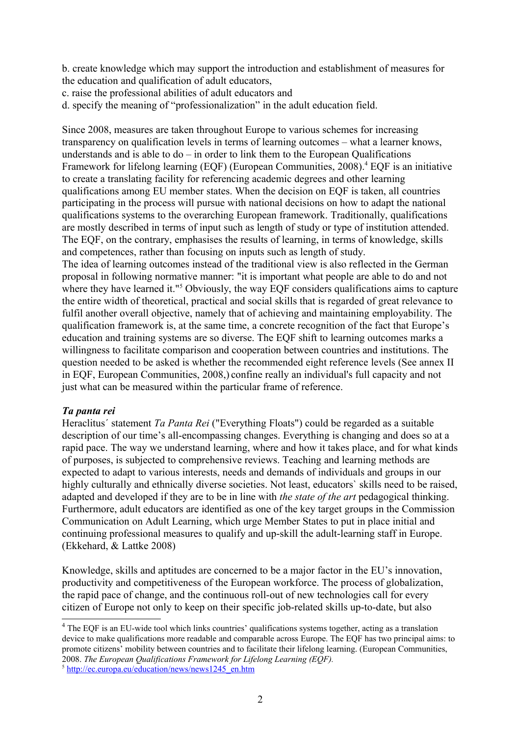b. create knowledge which may support the introduction and establishment of measures for the education and qualification of adult educators,

c. raise the professional abilities of adult educators and

d. specify the meaning of "professionalization" in the adult education field.

Since 2008, measures are taken throughout Europe to various schemes for increasing transparency on qualification levels in terms of learning outcomes – what a learner knows, understands and is able to do – in order to link them to the European Qualifications Framework for lifelong learning (EQF) (European Communities, 2008).[4] EQF is an initiative to create a translating facility for referencing academic degrees and other learning qualifications among EU member states. When the decision on EQF is taken, all countries participating in the process will pursue with national decisions on how to adapt the national qualifications systems to the overarching European framework. Traditionally, qualifications are mostly described in terms of input such as length of study or type of institution attended. The EQF, on the contrary, emphasises the results of learning, in terms of knowledge, skills and competences, rather than focusing on inputs such as length of study.
The idea of learning outcomes instead of the traditional view is also reflected in the German proposal in following normative manner: "it is important what people are able to do and not where they have learned it."[5] Obviously, the way EQF considers qualifications aims to capture the entire width of theoretical, practical and social skills that is regarded of great relevance to fulfil another overall objective, namely that of achieving and maintaining employability. The qualification framework is, at the same time, a concrete recognition of the fact that Europe's education and training systems are so diverse. The EQF shift to learning outcomes marks a willingness to facilitate comparison and cooperation between countries and institutions. The question needed to be asked is whether the recommended eight reference levels (See annex II in EQF, European Communities, 2008,) confine really an individual's full capacity and not just what can be measured within the particular frame of reference.

### ***Ta panta rei***

Heraclitus´ statement *Ta Panta Rei* ("Everything Floats") could be regarded as a suitable description of our time's all-encompassing changes. Everything is changing and does so at a rapid pace. The way we understand learning, where and how it takes place, and for what kinds of purposes, is subjected to comprehensive reviews. Teaching and learning methods are expected to adapt to various interests, needs and demands of individuals and groups in our highly culturally and ethnically diverse societies. Not least, educators` skills need to be raised, adapted and developed if they are to be in line with *the state of the art* pedagogical thinking. Furthermore, adult educators are identified as one of the key target groups in the Commission Communication on Adult Learning, which urge Member States to put in place initial and continuing professional measures to qualify and up-skill the adult-learning staff in Europe. (Ekkehard, & Lattke 2008)

Knowledge, skills and aptitudes are concerned to be a major factor in the EU's innovation, productivity and competitiveness of the European workforce. The process of globalization, the rapid pace of change, and the continuous roll-out of new technologies call for every citizen of Europe not only to keep on their specific job-related skills up-to-date, but also

---

[4] The EQF is an EU-wide tool which links countries' qualifications systems together, acting as a translation device to make qualifications more readable and comparable across Europe. The EQF has two principal aims: to promote citizens' mobility between countries and to facilitate their lifelong learning. (European Communities, 2008. *The European Qualifications Framework for Lifelong Learning (EQF).*

[5] http://ec.europa.eu/education/news/news1245_en.htm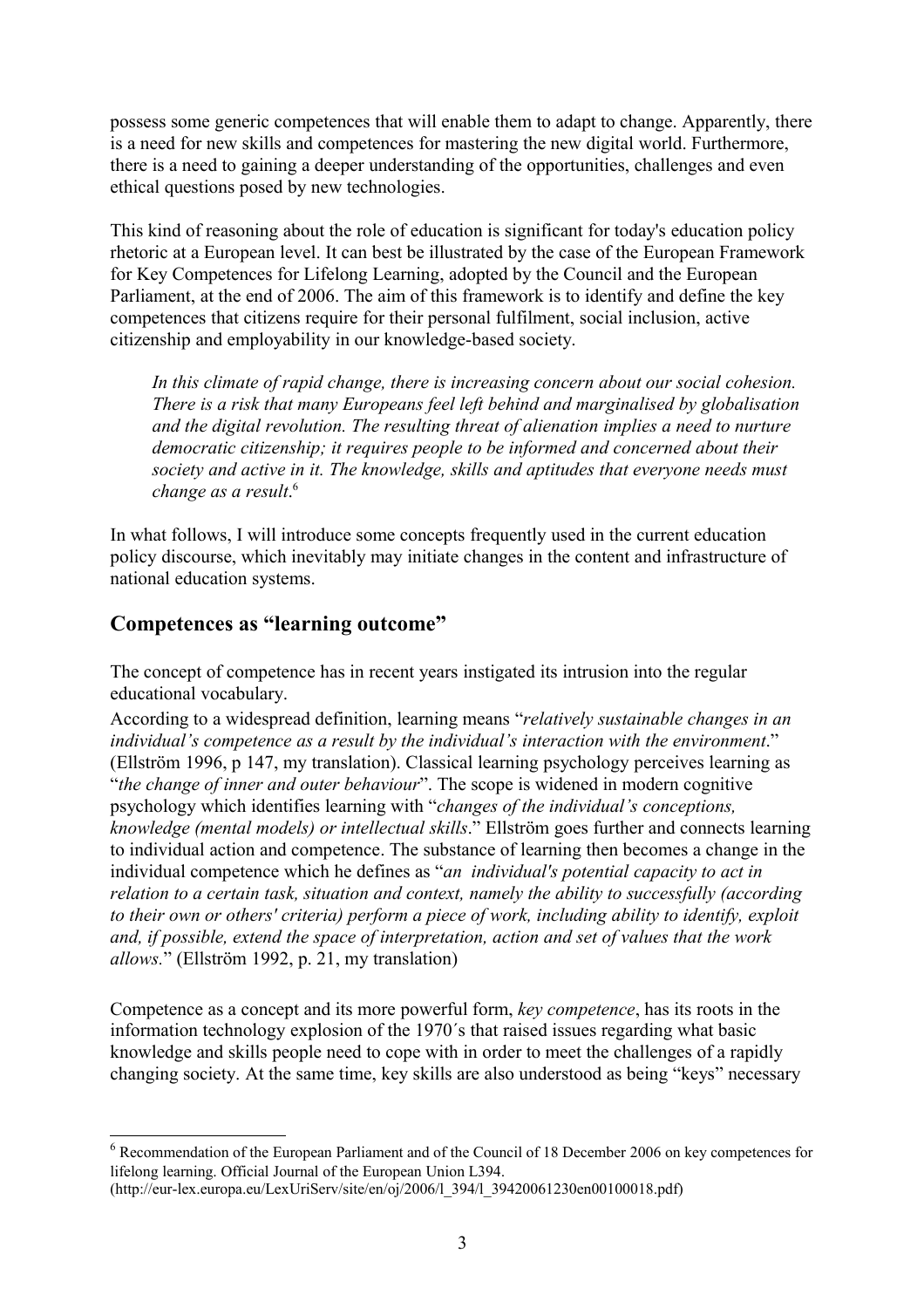possess some generic competences that will enable them to adapt to change. Apparently, there is a need for new skills and competences for mastering the new digital world. Furthermore, there is a need to gaining a deeper understanding of the opportunities, challenges and even ethical questions posed by new technologies.

This kind of reasoning about the role of education is significant for today's education policy rhetoric at a European level. It can best be illustrated by the case of the European Framework for Key Competences for Lifelong Learning, adopted by the Council and the European Parliament, at the end of 2006. The aim of this framework is to identify and define the key competences that citizens require for their personal fulfilment, social inclusion, active citizenship and employability in our knowledge-based society.

> *In this climate of rapid change, there is increasing concern about our social cohesion. There is a risk that many Europeans feel left behind and marginalised by globalisation and the digital revolution. The resulting threat of alienation implies a need to nurture democratic citizenship; it requires people to be informed and concerned about their society and active in it. The knowledge, skills and aptitudes that everyone needs must change as a result*.[6]

In what follows, I will introduce some concepts frequently used in the current education policy discourse, which inevitably may initiate changes in the content and infrastructure of national education systems.

## Competences as "learning outcome"

The concept of competence has in recent years instigated its intrusion into the regular educational vocabulary.

According to a widespread definition, learning means "*relatively sustainable changes in an individual's competence as a result by the individual's interaction with the environment*." (Ellström 1996, p 147, my translation). Classical learning psychology perceives learning as "*the change of inner and outer behaviour*". The scope is widened in modern cognitive psychology which identifies learning with "*changes of the individual's conceptions, knowledge (mental models) or intellectual skills*." Ellström goes further and connects learning to individual action and competence. The substance of learning then becomes a change in the individual competence which he defines as "*an individual's potential capacity to act in relation to a certain task, situation and context, namely the ability to successfully (according to their own or others' criteria) perform a piece of work, including ability to identify, exploit and, if possible, extend the space of interpretation, action and set of values that the work allows*." (Ellström 1992, p. 21, my translation)

Competence as a concept and its more powerful form, *key competence*, has its roots in the information technology explosion of the 1970´s that raised issues regarding what basic knowledge and skills people need to cope with in order to meet the challenges of a rapidly changing society. At the same time, key skills are also understood as being "keys" necessary

---

[6] Recommendation of the European Parliament and of the Council of 18 December 2006 on key competences for lifelong learning. Official Journal of the European Union L394. (http://eur-lex.europa.eu/LexUriServ/site/en/oj/2006/l_394/l_39420061230en00100018.pdf)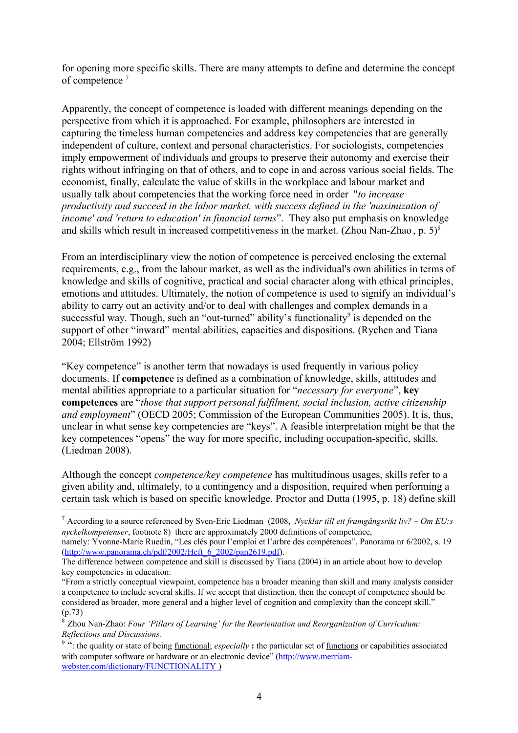for opening more specific skills. There are many attempts to define and determine the concept of competence [7]

Apparently, the concept of competence is loaded with different meanings depending on the perspective from which it is approached. For example, philosophers are interested in capturing the timeless human competencies and address key competencies that are generally independent of culture, context and personal characteristics. For sociologists, competencies imply empowerment of individuals and groups to preserve their autonomy and exercise their rights without infringing on that of others, and to cope in and across various social fields. The economist, finally, calculate the value of skills in the workplace and labour market and usually talk about competencies that the working force need in order "*to increase productivity and succeed in the labor market, with success defined in the 'maximization of income' and 'return to education' in financial terms*". They also put emphasis on knowledge and skills which result in increased competitiveness in the market. (Zhou Nan-Zhao , p. 5)[8]

From an interdisciplinary view the notion of competence is perceived enclosing the external requirements, e.g., from the labour market, as well as the individual's own abilities in terms of knowledge and skills of cognitive, practical and social character along with ethical principles, emotions and attitudes. Ultimately, the notion of competence is used to signify an individual's ability to carry out an activity and/or to deal with challenges and complex demands in a successful way. Though, such an "out-turned" ability's functionality[9] is depended on the support of other "inward" mental abilities, capacities and dispositions. (Rychen and Tiana 2004; Ellström 1992)

"Key competence" is another term that nowadays is used frequently in various policy documents. If **competence** is defined as a combination of knowledge, skills, attitudes and mental abilities appropriate to a particular situation for "*necessary for everyone*", **key competences** are "*those that support personal fulfilment, social inclusion, active citizenship and employment*" (OECD 2005; Commission of the European Communities 2005). It is, thus, unclear in what sense key competencies are "keys". A feasible interpretation might be that the key competences "opens" the way for more specific, including occupation-specific, skills. (Liedman 2008).

Although the concept *competence/key competence* has multitudinous usages, skills refer to a given ability and, ultimately, to a contingency and a disposition, required when performing a certain task which is based on specific knowledge. Proctor and Dutta (1995, p. 18) define skill

---

[7] According to a source referenced by Sven-Eric Liedman (2008, *Nycklar till ett framgångsrikt liv? – Om EU:s nyckelkompetenser*, footnote 8) there are approximately 2000 definitions of competence, namely: Yvonne-Marie Ruedin, "Les clés pour l'emploi et l'arbre des compétences", Panorama nr 6/2002, s. 19 (http://www.panorama.ch/pdf/2002/Heft_6_2002/pan2619.pdf).
The difference between competence and skill is discussed by Tiana (2004) in an article about how to develop key competencies in education:
"From a strictly conceptual viewpoint, competence has a broader meaning than skill and many analysts consider a competence to include several skills. If we accept that distinction, then the concept of competence should be considered as broader, more general and a higher level of cognition and complexity than the concept skill." (p.73)

[8] Zhou Nan-Zhao: *Four 'Pillars of Learning' for the Reorientation and Reorganization of Curriculum: Reflections and Discussions.*

[9] ": the quality or state of being functional; *especially* **:** the particular set of functions or capabilities associated with computer software or hardware or an electronic device" (http://www.merriam-webster.com/dictionary/FUNCTIONALITY )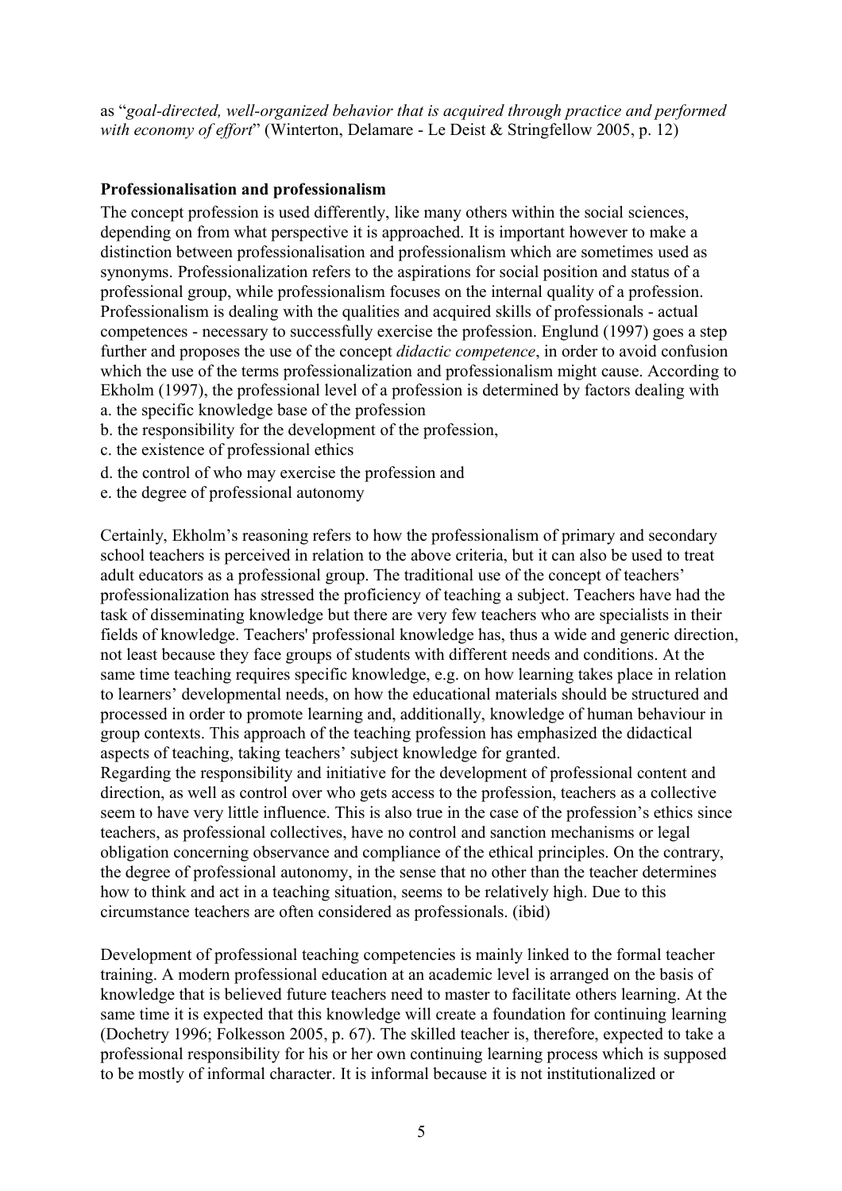as "*goal-directed, well-organized behavior that is acquired through practice and performed with economy of effort*" (Winterton, Delamare - Le Deist & Stringfellow 2005, p. 12)

**Professionalisation and professionalism**

The concept profession is used differently, like many others within the social sciences, depending on from what perspective it is approached. It is important however to make a distinction between professionalisation and professionalism which are sometimes used as synonyms. Professionalization refers to the aspirations for social position and status of a professional group, while professionalism focuses on the internal quality of a profession. Professionalism is dealing with the qualities and acquired skills of professionals - actual competences - necessary to successfully exercise the profession. Englund (1997) goes a step further and proposes the use of the concept *didactic competence*, in order to avoid confusion which the use of the terms professionalization and professionalism might cause. According to Ekholm (1997), the professional level of a profession is determined by factors dealing with

a. the specific knowledge base of the profession
b. the responsibility for the development of the profession,
c. the existence of professional ethics
d. the control of who may exercise the profession and
e. the degree of professional autonomy

Certainly, Ekholm's reasoning refers to how the professionalism of primary and secondary school teachers is perceived in relation to the above criteria, but it can also be used to treat adult educators as a professional group. The traditional use of the concept of teachers' professionalization has stressed the proficiency of teaching a subject. Teachers have had the task of disseminating knowledge but there are very few teachers who are specialists in their fields of knowledge. Teachers' professional knowledge has, thus a wide and generic direction, not least because they face groups of students with different needs and conditions. At the same time teaching requires specific knowledge, e.g. on how learning takes place in relation to learners' developmental needs, on how the educational materials should be structured and processed in order to promote learning and, additionally, knowledge of human behaviour in group contexts. This approach of the teaching profession has emphasized the didactical aspects of teaching, taking teachers' subject knowledge for granted.
Regarding the responsibility and initiative for the development of professional content and direction, as well as control over who gets access to the profession, teachers as a collective seem to have very little influence. This is also true in the case of the profession's ethics since teachers, as professional collectives, have no control and sanction mechanisms or legal obligation concerning observance and compliance of the ethical principles. On the contrary, the degree of professional autonomy, in the sense that no other than the teacher determines how to think and act in a teaching situation, seems to be relatively high. Due to this circumstance teachers are often considered as professionals. (ibid)

Development of professional teaching competencies is mainly linked to the formal teacher training. A modern professional education at an academic level is arranged on the basis of knowledge that is believed future teachers need to master to facilitate others learning. At the same time it is expected that this knowledge will create a foundation for continuing learning (Dochetry 1996; Folkesson 2005, p. 67). The skilled teacher is, therefore, expected to take a professional responsibility for his or her own continuing learning process which is supposed to be mostly of informal character. It is informal because it is not institutionalized or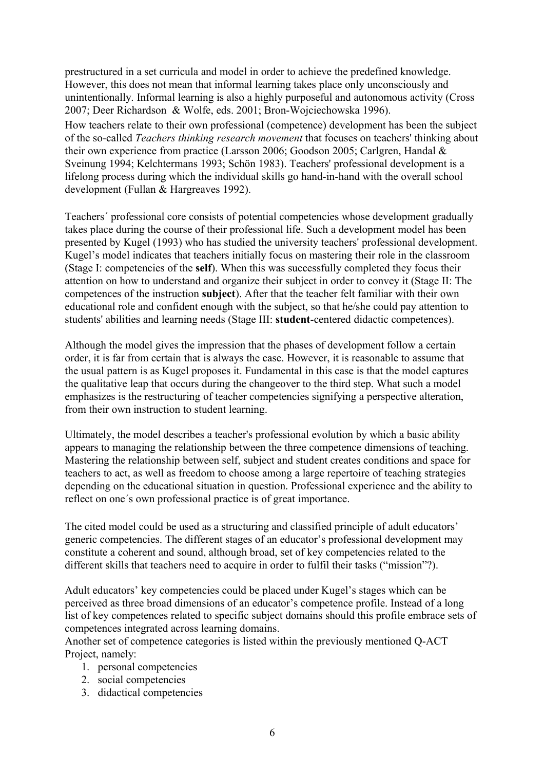prestructured in a set curricula and model in order to achieve the predefined knowledge. However, this does not mean that informal learning takes place only unconsciously and unintentionally. Informal learning is also a highly purposeful and autonomous activity (Cross 2007; Deer Richardson & Wolfe, eds. 2001; Bron-Wojciechowska 1996).

How teachers relate to their own professional (competence) development has been the subject of the so-called *Teachers thinking research movement* that focuses on teachers' thinking about their own experience from practice (Larsson 2006; Goodson 2005; Carlgren, Handal & Sveinung 1994; Kelchtermans 1993; Schön 1983). Teachers' professional development is a lifelong process during which the individual skills go hand-in-hand with the overall school development (Fullan & Hargreaves 1992).

Teachers´ professional core consists of potential competencies whose development gradually takes place during the course of their professional life. Such a development model has been presented by Kugel (1993) who has studied the university teachers' professional development. Kugel's model indicates that teachers initially focus on mastering their role in the classroom (Stage I: competencies of the **self**). When this was successfully completed they focus their attention on how to understand and organize their subject in order to convey it (Stage II: The competences of the instruction **subject**). After that the teacher felt familiar with their own educational role and confident enough with the subject, so that he/she could pay attention to students' abilities and learning needs (Stage III: **student**-centered didactic competences).

Although the model gives the impression that the phases of development follow a certain order, it is far from certain that is always the case. However, it is reasonable to assume that the usual pattern is as Kugel proposes it. Fundamental in this case is that the model captures the qualitative leap that occurs during the changeover to the third step. What such a model emphasizes is the restructuring of teacher competencies signifying a perspective alteration, from their own instruction to student learning.

Ultimately, the model describes a teacher's professional evolution by which a basic ability appears to managing the relationship between the three competence dimensions of teaching. Mastering the relationship between self, subject and student creates conditions and space for teachers to act, as well as freedom to choose among a large repertoire of teaching strategies depending on the educational situation in question. Professional experience and the ability to reflect on one´s own professional practice is of great importance.

The cited model could be used as a structuring and classified principle of adult educators' generic competencies. The different stages of an educator's professional development may constitute a coherent and sound, although broad, set of key competencies related to the different skills that teachers need to acquire in order to fulfil their tasks ("mission"?).

Adult educators' key competencies could be placed under Kugel's stages which can be perceived as three broad dimensions of an educator's competence profile. Instead of a long list of key competences related to specific subject domains should this profile embrace sets of competences integrated across learning domains.

Another set of competence categories is listed within the previously mentioned Q-ACT Project, namely:

1. personal competencies
2. social competencies
3. didactical competencies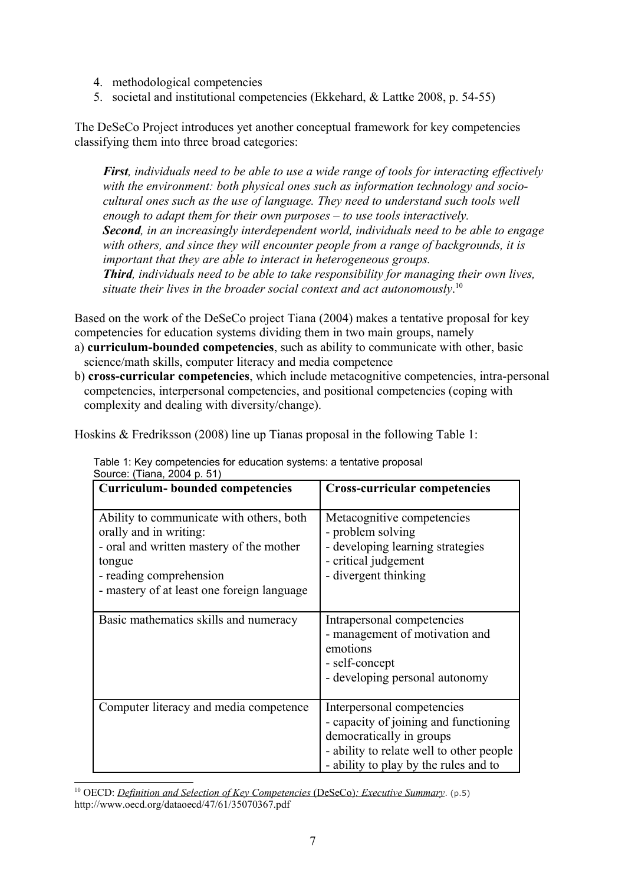4. methodological competencies
5. societal and institutional competencies (Ekkehard, & Lattke 2008, p. 54-55)

The DeSeCo Project introduces yet another conceptual framework for key competencies classifying them into three broad categories:

> ***First**, individuals need to be able to use a wide range of tools for interacting effectively with the environment: both physical ones such as information technology and socio-cultural ones such as the use of language. They need to understand such tools well enough to adapt them for their own purposes – to use tools interactively.*
> ***Second**, in an increasingly interdependent world, individuals need to be able to engage with others, and since they will encounter people from a range of backgrounds, it is important that they are able to interact in heterogeneous groups.*
> ***Third**, individuals need to be able to take responsibility for managing their own lives, situate their lives in the broader social context and act autonomously*.[10]

Based on the work of the DeSeCo project Tiana (2004) makes a tentative proposal for key competencies for education systems dividing them in two main groups, namely

a) **curriculum-bounded competencies**, such as ability to communicate with other, basic science/math skills, computer literacy and media competence

b) **cross-curricular competencies**, which include metacognitive competencies, intra-personal competencies, interpersonal competencies, and positional competencies (coping with complexity and dealing with diversity/change).

Hoskins & Fredriksson (2008) line up Tianas proposal in the following Table 1:

Table 1: Key competencies for education systems: a tentative proposal
Source: (Tiana, 2004 p. 51)

| **Curriculum- bounded competencies** | **Cross-curricular competencies** |
|---|---|
| Ability to communicate with others, both orally and in writing:<br>- oral and written mastery of the mother tongue<br>- reading comprehension<br>- mastery of at least one foreign language | Metacognitive competencies<br>- problem solving<br>- developing learning strategies<br>- critical judgement<br>- divergent thinking |
| Basic mathematics skills and numeracy | Intrapersonal competencies<br>- management of motivation and emotions<br>- self-concept<br>- developing personal autonomy |
| Computer literacy and media competence | Interpersonal competencies<br>- capacity of joining and functioning democratically in groups<br>- ability to relate well to other people<br>- ability to play by the rules and to |

[10] OECD: *Definition and Selection of Key Competencies* (DeSeCo)*: Executive Summary*. (p.5) http://www.oecd.org/dataoecd/47/61/35070367.pdf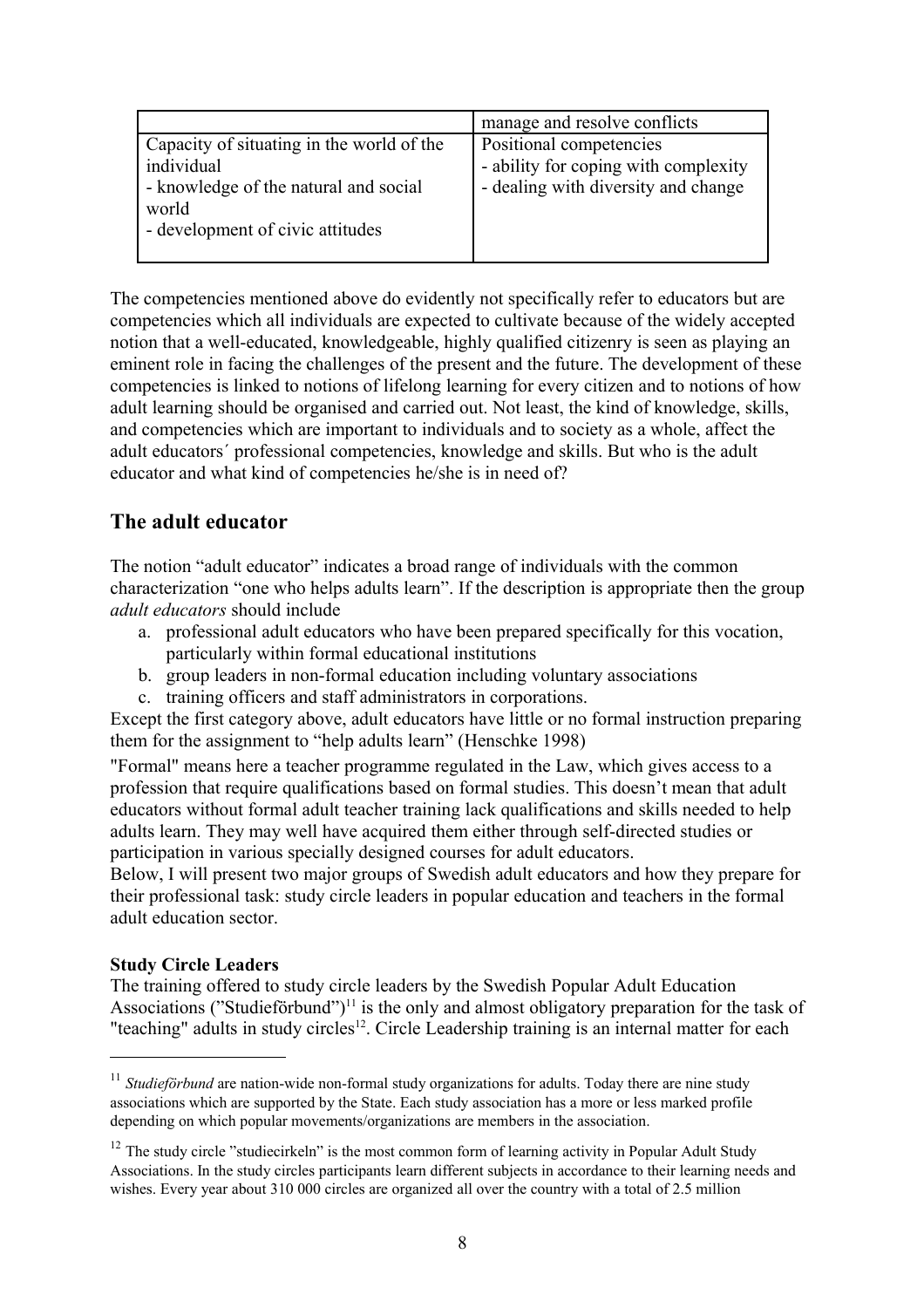| | manage and resolve conflicts |
|---|---|
| Capacity of situating in the world of the individual<br>- knowledge of the natural and social world<br>- development of civic attitudes | Positional competencies<br>- ability for coping with complexity<br>- dealing with diversity and change |

The competencies mentioned above do evidently not specifically refer to educators but are competencies which all individuals are expected to cultivate because of the widely accepted notion that a well-educated, knowledgeable, highly qualified citizenry is seen as playing an eminent role in facing the challenges of the present and the future. The development of these competencies is linked to notions of lifelong learning for every citizen and to notions of how adult learning should be organised and carried out. Not least, the kind of knowledge, skills, and competencies which are important to individuals and to society as a whole, affect the adult educators´ professional competencies, knowledge and skills. But who is the adult educator and what kind of competencies he/she is in need of?

## The adult educator

The notion "adult educator" indicates a broad range of individuals with the common characterization "one who helps adults learn". If the description is appropriate then the group *adult educators* should include

a. professional adult educators who have been prepared specifically for this vocation, particularly within formal educational institutions
b. group leaders in non-formal education including voluntary associations
c. training officers and staff administrators in corporations.

Except the first category above, adult educators have little or no formal instruction preparing them for the assignment to "help adults learn" (Henschke 1998)

"Formal" means here a teacher programme regulated in the Law, which gives access to a profession that require qualifications based on formal studies. This doesn't mean that adult educators without formal adult teacher training lack qualifications and skills needed to help adults learn. They may well have acquired them either through self-directed studies or participation in various specially designed courses for adult educators.
Below, I will present two major groups of Swedish adult educators and how they prepare for their professional task: study circle leaders in popular education and teachers in the formal adult education sector.

**Study Circle Leaders**
The training offered to study circle leaders by the Swedish Popular Adult Education Associations ("Studieförbund")[11] is the only and almost obligatory preparation for the task of "teaching" adults in study circles[12]. Circle Leadership training is an internal matter for each

[11] *Studieförbund* are nation-wide non-formal study organizations for adults. Today there are nine study associations which are supported by the State. Each study association has a more or less marked profile depending on which popular movements/organizations are members in the association.

[12] The study circle "studiecirkeln" is the most common form of learning activity in Popular Adult Study Associations. In the study circles participants learn different subjects in accordance to their learning needs and wishes. Every year about 310 000 circles are organized all over the country with a total of 2.5 million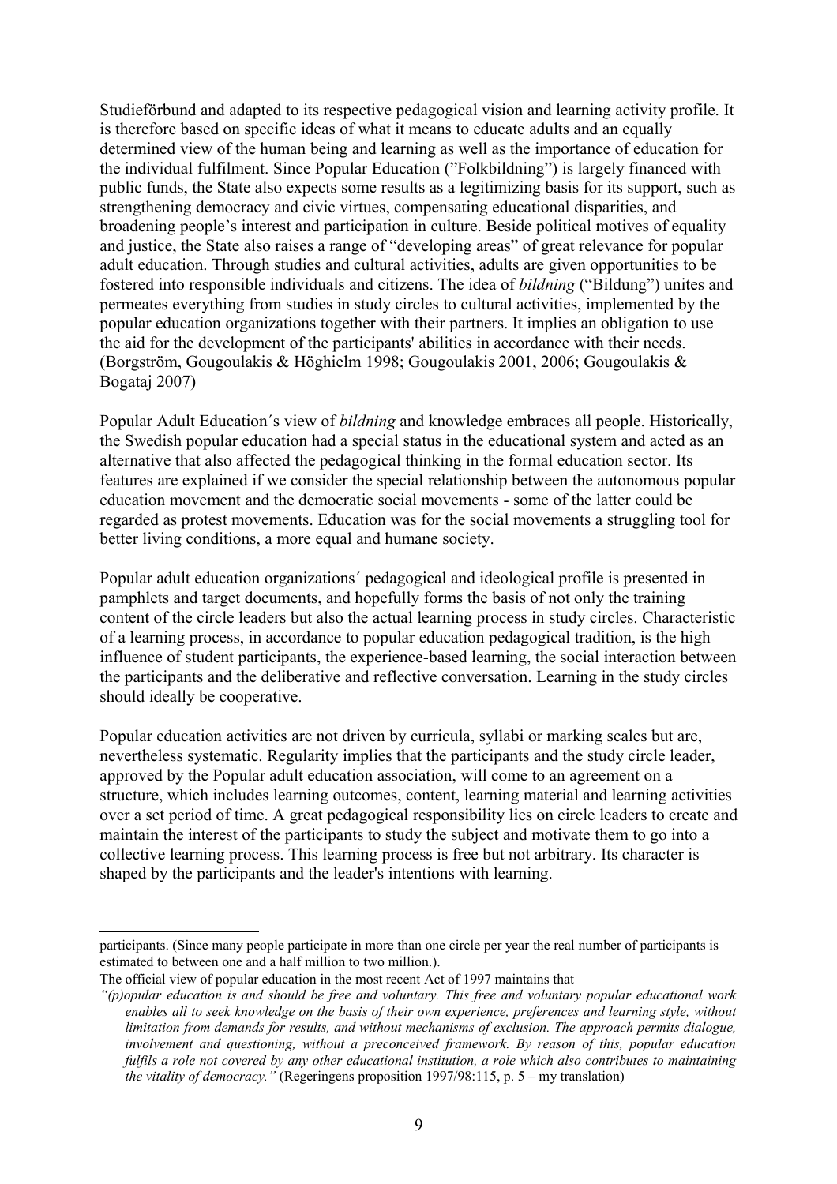Studieförbund and adapted to its respective pedagogical vision and learning activity profile. It is therefore based on specific ideas of what it means to educate adults and an equally determined view of the human being and learning as well as the importance of education for the individual fulfilment. Since Popular Education ("Folkbildning") is largely financed with public funds, the State also expects some results as a legitimizing basis for its support, such as strengthening democracy and civic virtues, compensating educational disparities, and broadening people's interest and participation in culture. Beside political motives of equality and justice, the State also raises a range of "developing areas" of great relevance for popular adult education. Through studies and cultural activities, adults are given opportunities to be fostered into responsible individuals and citizens. The idea of *bildning* ("Bildung") unites and permeates everything from studies in study circles to cultural activities, implemented by the popular education organizations together with their partners. It implies an obligation to use the aid for the development of the participants' abilities in accordance with their needs. (Borgström, Gougoulakis & Höghielm 1998; Gougoulakis 2001, 2006; Gougoulakis & Bogataj 2007)

Popular Adult Education´s view of *bildning* and knowledge embraces all people. Historically, the Swedish popular education had a special status in the educational system and acted as an alternative that also affected the pedagogical thinking in the formal education sector. Its features are explained if we consider the special relationship between the autonomous popular education movement and the democratic social movements - some of the latter could be regarded as protest movements. Education was for the social movements a struggling tool for better living conditions, a more equal and humane society.

Popular adult education organizations´ pedagogical and ideological profile is presented in pamphlets and target documents, and hopefully forms the basis of not only the training content of the circle leaders but also the actual learning process in study circles. Characteristic of a learning process, in accordance to popular education pedagogical tradition, is the high influence of student participants, the experience-based learning, the social interaction between the participants and the deliberative and reflective conversation. Learning in the study circles should ideally be cooperative.

Popular education activities are not driven by curricula, syllabi or marking scales but are, nevertheless systematic. Regularity implies that the participants and the study circle leader, approved by the Popular adult education association, will come to an agreement on a structure, which includes learning outcomes, content, learning material and learning activities over a set period of time. A great pedagogical responsibility lies on circle leaders to create and maintain the interest of the participants to study the subject and motivate them to go into a collective learning process. This learning process is free but not arbitrary. Its character is shaped by the participants and the leader's intentions with learning.

---

participants. (Since many people participate in more than one circle per year the real number of participants is estimated to between one and a half million to two million.).

The official view of popular education in the most recent Act of 1997 maintains that

*"(p)opular education is and should be free and voluntary. This free and voluntary popular educational work enables all to seek knowledge on the basis of their own experience, preferences and learning style, without limitation from demands for results, and without mechanisms of exclusion. The approach permits dialogue, involvement and questioning, without a preconceived framework. By reason of this, popular education fulfils a role not covered by any other educational institution, a role which also contributes to maintaining the vitality of democracy."* (Regeringens proposition 1997/98:115, p. 5 – my translation)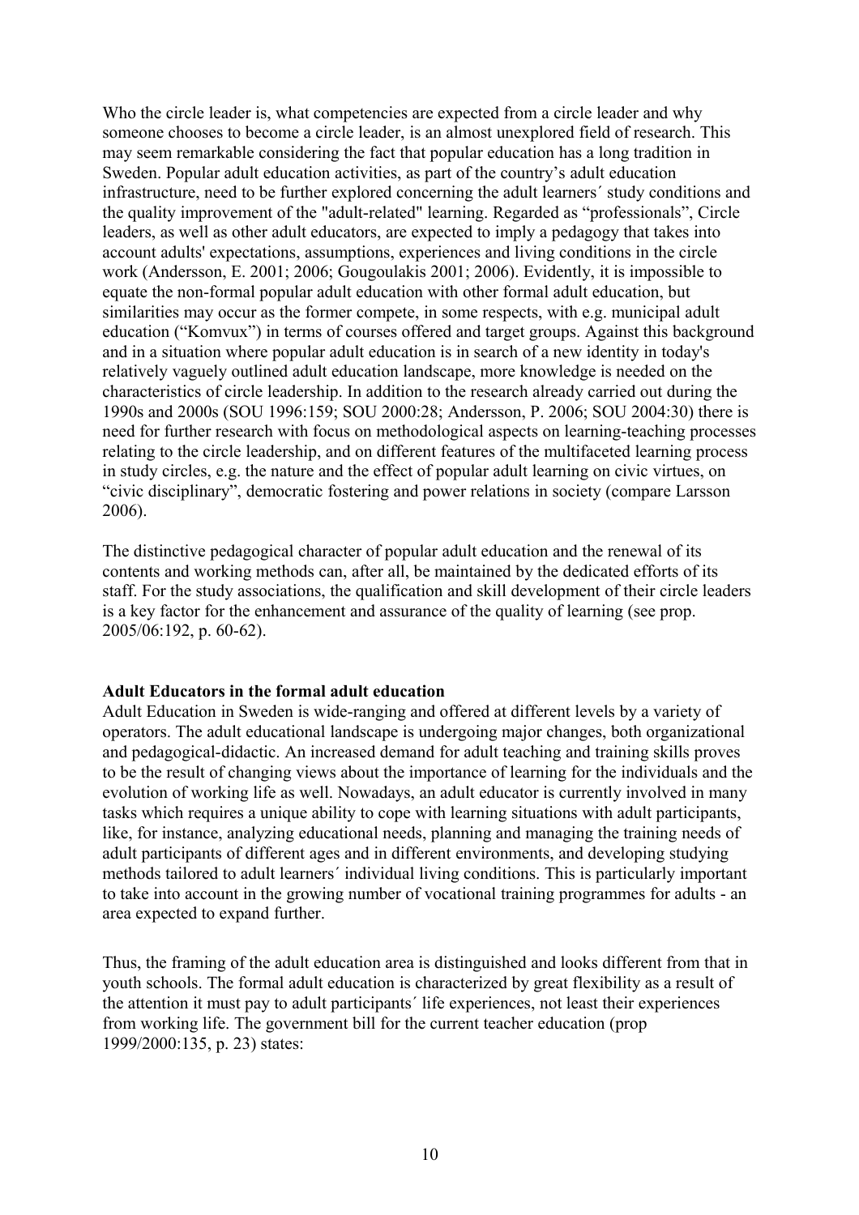Who the circle leader is, what competencies are expected from a circle leader and why someone chooses to become a circle leader, is an almost unexplored field of research. This may seem remarkable considering the fact that popular education has a long tradition in Sweden. Popular adult education activities, as part of the country's adult education infrastructure, need to be further explored concerning the adult learners´ study conditions and the quality improvement of the "adult-related" learning. Regarded as "professionals", Circle leaders, as well as other adult educators, are expected to imply a pedagogy that takes into account adults' expectations, assumptions, experiences and living conditions in the circle work (Andersson, E. 2001; 2006; Gougoulakis 2001; 2006). Evidently, it is impossible to equate the non-formal popular adult education with other formal adult education, but similarities may occur as the former compete, in some respects, with e.g. municipal adult education ("Komvux") in terms of courses offered and target groups. Against this background and in a situation where popular adult education is in search of a new identity in today's relatively vaguely outlined adult education landscape, more knowledge is needed on the characteristics of circle leadership. In addition to the research already carried out during the 1990s and 2000s (SOU 1996:159; SOU 2000:28; Andersson, P. 2006; SOU 2004:30) there is need for further research with focus on methodological aspects on learning-teaching processes relating to the circle leadership, and on different features of the multifaceted learning process in study circles, e.g. the nature and the effect of popular adult learning on civic virtues, on "civic disciplinary", democratic fostering and power relations in society (compare Larsson 2006).

The distinctive pedagogical character of popular adult education and the renewal of its contents and working methods can, after all, be maintained by the dedicated efforts of its staff. For the study associations, the qualification and skill development of their circle leaders is a key factor for the enhancement and assurance of the quality of learning (see prop. 2005/06:192, p. 60-62).

**Adult Educators in the formal adult education**

Adult Education in Sweden is wide-ranging and offered at different levels by a variety of operators. The adult educational landscape is undergoing major changes, both organizational and pedagogical-didactic. An increased demand for adult teaching and training skills proves to be the result of changing views about the importance of learning for the individuals and the evolution of working life as well. Nowadays, an adult educator is currently involved in many tasks which requires a unique ability to cope with learning situations with adult participants, like, for instance, analyzing educational needs, planning and managing the training needs of adult participants of different ages and in different environments, and developing studying methods tailored to adult learners´ individual living conditions. This is particularly important to take into account in the growing number of vocational training programmes for adults - an area expected to expand further.

Thus, the framing of the adult education area is distinguished and looks different from that in youth schools. The formal adult education is characterized by great flexibility as a result of the attention it must pay to adult participants´ life experiences, not least their experiences from working life. The government bill for the current teacher education (prop 1999/2000:135, p. 23) states: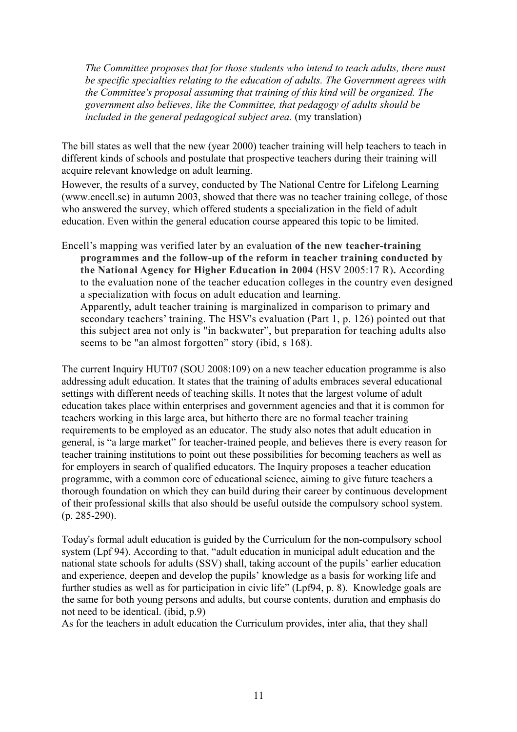*The Committee proposes that for those students who intend to teach adults, there must be specific specialties relating to the education of adults. The Government agrees with the Committee's proposal assuming that training of this kind will be organized. The government also believes, like the Committee, that pedagogy of adults should be included in the general pedagogical subject area.* (my translation)

The bill states as well that the new (year 2000) teacher training will help teachers to teach in different kinds of schools and postulate that prospective teachers during their training will acquire relevant knowledge on adult learning.

However, the results of a survey, conducted by The National Centre for Lifelong Learning (www.encell.se) in autumn 2003, showed that there was no teacher training college, of those who answered the survey, which offered students a specialization in the field of adult education. Even within the general education course appeared this topic to be limited.

Encell's mapping was verified later by an evaluation **of the new teacher-training programmes and the follow-up of the reform in teacher training conducted by the National Agency for Higher Education in 2004** (HSV 2005:17 R)**.** According to the evaluation none of the teacher education colleges in the country even designed a specialization with focus on adult education and learning.

Apparently, adult teacher training is marginalized in comparison to primary and secondary teachers' training. The HSV's evaluation (Part 1, p. 126) pointed out that this subject area not only is "in backwater", but preparation for teaching adults also seems to be "an almost forgotten" story (ibid, s 168).

The current Inquiry HUT07 (SOU 2008:109) on a new teacher education programme is also addressing adult education. It states that the training of adults embraces several educational settings with different needs of teaching skills. It notes that the largest volume of adult education takes place within enterprises and government agencies and that it is common for teachers working in this large area, but hitherto there are no formal teacher training requirements to be employed as an educator. The study also notes that adult education in general, is "a large market" for teacher-trained people, and believes there is every reason for teacher training institutions to point out these possibilities for becoming teachers as well as for employers in search of qualified educators. The Inquiry proposes a teacher education programme, with a common core of educational science, aiming to give future teachers a thorough foundation on which they can build during their career by continuous development of their professional skills that also should be useful outside the compulsory school system. (p. 285-290).

Today's formal adult education is guided by the Curriculum for the non-compulsory school system (Lpf 94). According to that, "adult education in municipal adult education and the national state schools for adults (SSV) shall, taking account of the pupils' earlier education and experience, deepen and develop the pupils' knowledge as a basis for working life and further studies as well as for participation in civic life" (Lpf94, p. 8). Knowledge goals are the same for both young persons and adults, but course contents, duration and emphasis do not need to be identical. (ibid, p.9)

As for the teachers in adult education the Curriculum provides, inter alia, that they shall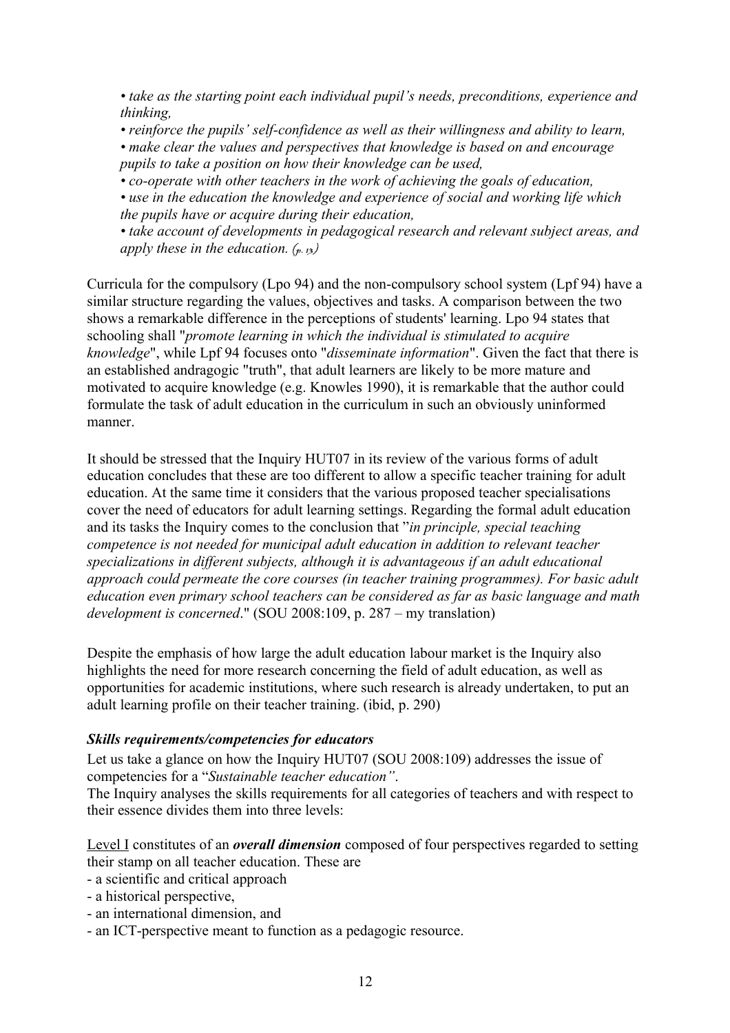*• take as the starting point each individual pupil's needs, preconditions, experience and thinking,*

*• reinforce the pupils' self-confidence as well as their willingness and ability to learn,*

*• make clear the values and perspectives that knowledge is based on and encourage pupils to take a position on how their knowledge can be used,*

*• co-operate with other teachers in the work of achieving the goals of education,*

*• use in the education the knowledge and experience of social and working life which the pupils have or acquire during their education,*

*• take account of developments in pedagogical research and relevant subject areas, and apply these in the education. (p. 13)*

Curricula for the compulsory (Lpo 94) and the non-compulsory school system (Lpf 94) have a similar structure regarding the values, objectives and tasks. A comparison between the two shows a remarkable difference in the perceptions of students' learning. Lpo 94 states that schooling shall "*promote learning in which the individual is stimulated to acquire knowledge*", while Lpf 94 focuses onto "*disseminate information*". Given the fact that there is an established andragogic "truth", that adult learners are likely to be more mature and motivated to acquire knowledge (e.g. Knowles 1990), it is remarkable that the author could formulate the task of adult education in the curriculum in such an obviously uninformed manner.

It should be stressed that the Inquiry HUT07 in its review of the various forms of adult education concludes that these are too different to allow a specific teacher training for adult education. At the same time it considers that the various proposed teacher specialisations cover the need of educators for adult learning settings. Regarding the formal adult education and its tasks the Inquiry comes to the conclusion that "*in principle, special teaching competence is not needed for municipal adult education in addition to relevant teacher specializations in different subjects, although it is advantageous if an adult educational approach could permeate the core courses (in teacher training programmes). For basic adult education even primary school teachers can be considered as far as basic language and math development is concerned*." (SOU 2008:109, p. 287 – my translation)

Despite the emphasis of how large the adult education labour market is the Inquiry also highlights the need for more research concerning the field of adult education, as well as opportunities for academic institutions, where such research is already undertaken, to put an adult learning profile on their teacher training. (ibid, p. 290)

### *Skills requirements/competencies for educators*

Let us take a glance on how the Inquiry HUT07 (SOU 2008:109) addresses the issue of competencies for a "*Sustainable teacher education"*.

The Inquiry analyses the skills requirements for all categories of teachers and with respect to their essence divides them into three levels:

<u>Level I</u> constitutes of an ***overall dimension*** composed of four perspectives regarded to setting their stamp on all teacher education. These are

- a scientific and critical approach
- a historical perspective,
- an international dimension, and
- an ICT-perspective meant to function as a pedagogic resource.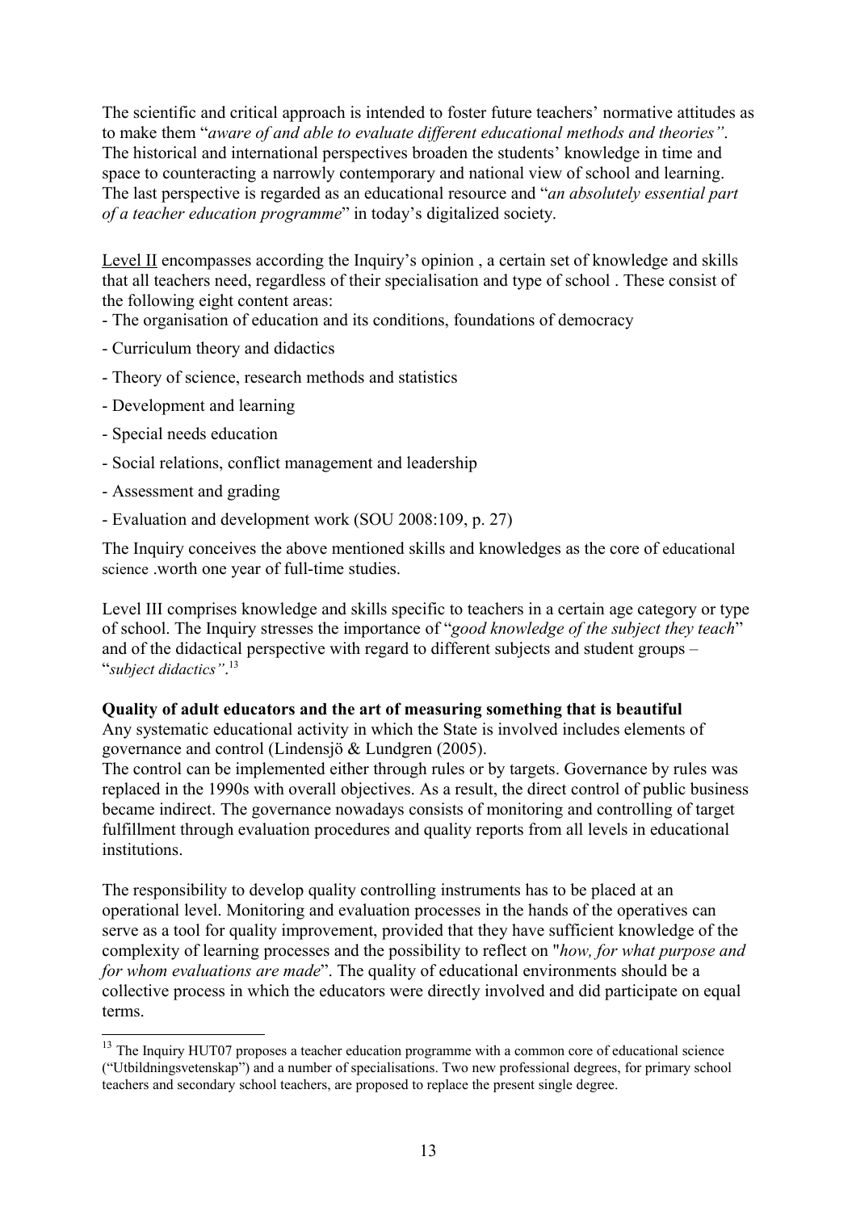The scientific and critical approach is intended to foster future teachers' normative attitudes as to make them "*aware of and able to evaluate different educational methods and theories"*. The historical and international perspectives broaden the students' knowledge in time and space to counteracting a narrowly contemporary and national view of school and learning. The last perspective is regarded as an educational resource and "*an absolutely essential part of a teacher education programme*" in today's digitalized society.

<u>Level II</u> encompasses according the Inquiry's opinion , a certain set of knowledge and skills that all teachers need, regardless of their specialisation and type of school . These consist of the following eight content areas:

- The organisation of education and its conditions, foundations of democracy
- Curriculum theory and didactics
- Theory of science, research methods and statistics
- Development and learning
- Special needs education
- Social relations, conflict management and leadership
- Assessment and grading
- Evaluation and development work (SOU 2008:109, p. 27)

The Inquiry conceives the above mentioned skills and knowledges as the core of educational science .worth one year of full-time studies.

Level III comprises knowledge and skills specific to teachers in a certain age category or type of school. The Inquiry stresses the importance of "*good knowledge of the subject they teach*" and of the didactical perspective with regard to different subjects and student groups – "*subject didactics"*.[13]

**Quality of adult educators and the art of measuring something that is beautiful**

Any systematic educational activity in which the State is involved includes elements of governance and control (Lindensjö & Lundgren (2005).

The control can be implemented either through rules or by targets. Governance by rules was replaced in the 1990s with overall objectives. As a result, the direct control of public business became indirect. The governance nowadays consists of monitoring and controlling of target fulfillment through evaluation procedures and quality reports from all levels in educational institutions.

The responsibility to develop quality controlling instruments has to be placed at an operational level. Monitoring and evaluation processes in the hands of the operatives can serve as a tool for quality improvement, provided that they have sufficient knowledge of the complexity of learning processes and the possibility to reflect on "*how, for what purpose and for whom evaluations are made*". The quality of educational environments should be a collective process in which the educators were directly involved and did participate on equal terms.

[13] The Inquiry HUT07 proposes a teacher education programme with a common core of educational science ("Utbildningsvetenskap") and a number of specialisations. Two new professional degrees, for primary school teachers and secondary school teachers, are proposed to replace the present single degree.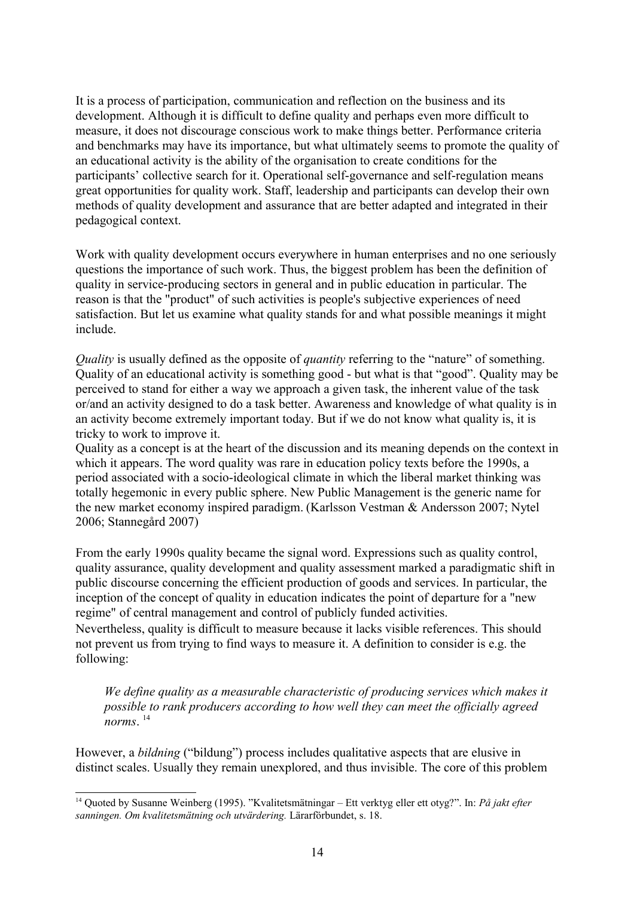It is a process of participation, communication and reflection on the business and its development. Although it is difficult to define quality and perhaps even more difficult to measure, it does not discourage conscious work to make things better. Performance criteria and benchmarks may have its importance, but what ultimately seems to promote the quality of an educational activity is the ability of the organisation to create conditions for the participants' collective search for it. Operational self-governance and self-regulation means great opportunities for quality work. Staff, leadership and participants can develop their own methods of quality development and assurance that are better adapted and integrated in their pedagogical context.

Work with quality development occurs everywhere in human enterprises and no one seriously questions the importance of such work. Thus, the biggest problem has been the definition of quality in service-producing sectors in general and in public education in particular. The reason is that the "product" of such activities is people's subjective experiences of need satisfaction. But let us examine what quality stands for and what possible meanings it might include.

*Quality* is usually defined as the opposite of *quantity* referring to the "nature" of something. Quality of an educational activity is something good - but what is that "good". Quality may be perceived to stand for either a way we approach a given task, the inherent value of the task or/and an activity designed to do a task better. Awareness and knowledge of what quality is in an activity become extremely important today. But if we do not know what quality is, it is tricky to work to improve it.

Quality as a concept is at the heart of the discussion and its meaning depends on the context in which it appears. The word quality was rare in education policy texts before the 1990s, a period associated with a socio-ideological climate in which the liberal market thinking was totally hegemonic in every public sphere. New Public Management is the generic name for the new market economy inspired paradigm. (Karlsson Vestman & Andersson 2007; Nytel 2006; Stannegård 2007)

From the early 1990s quality became the signal word. Expressions such as quality control, quality assurance, quality development and quality assessment marked a paradigmatic shift in public discourse concerning the efficient production of goods and services. In particular, the inception of the concept of quality in education indicates the point of departure for a "new regime" of central management and control of publicly funded activities.

Nevertheless, quality is difficult to measure because it lacks visible references. This should not prevent us from trying to find ways to measure it. A definition to consider is e.g. the following:

> *We define quality as a measurable characteristic of producing services which makes it possible to rank producers according to how well they can meet the officially agreed norms*. [14]

However, a *bildning* ("bildung") process includes qualitative aspects that are elusive in distinct scales. Usually they remain unexplored, and thus invisible. The core of this problem

---

[14] Quoted by Susanne Weinberg (1995). "Kvalitetsmätningar – Ett verktyg eller ett otyg?". In: *På jakt efter sanningen. Om kvalitetsmätning och utvärdering.* Lärarförbundet, s. 18.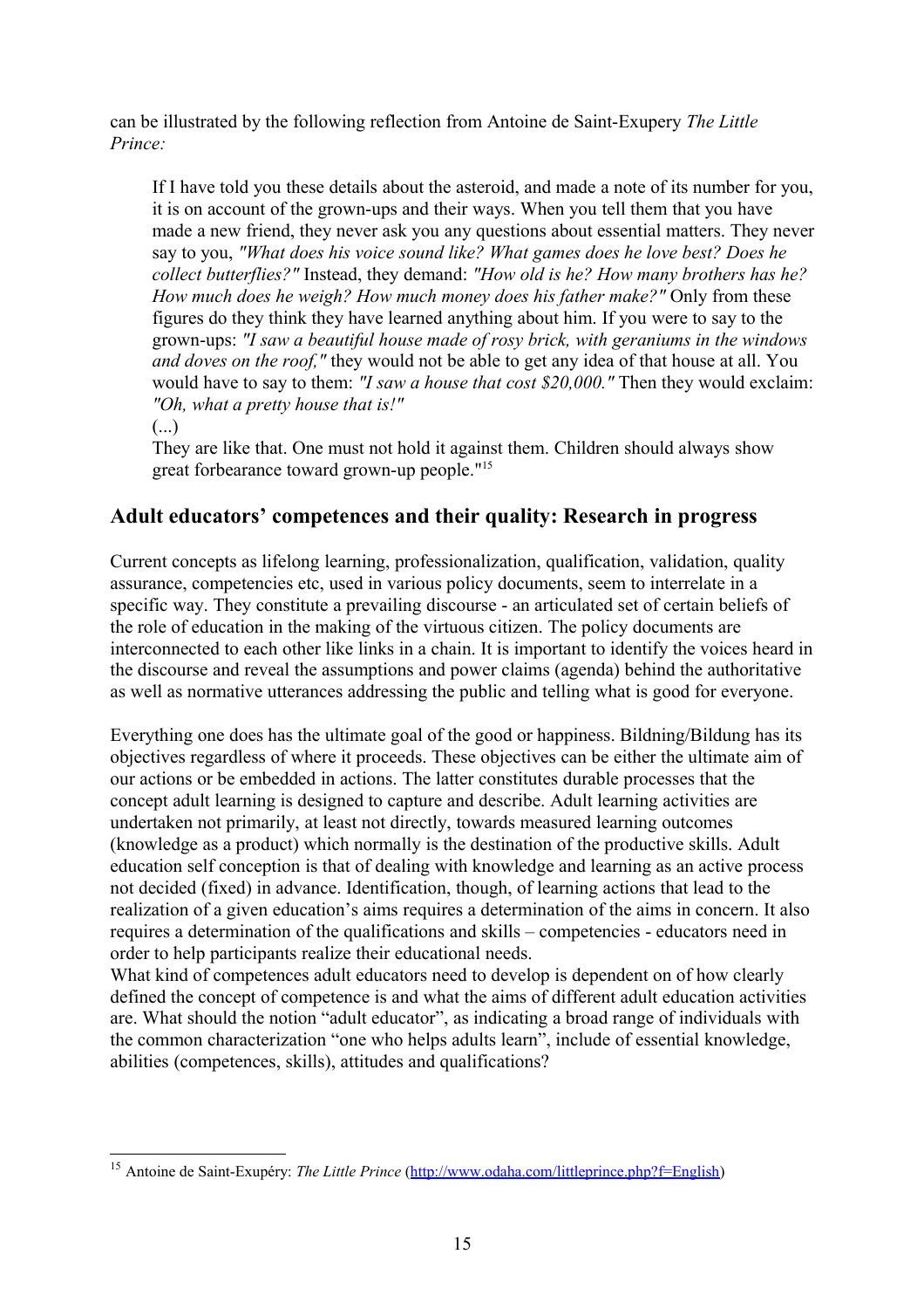can be illustrated by the following reflection from Antoine de Saint-Exupery *The Little Prince:*

> If I have told you these details about the asteroid, and made a note of its number for you, it is on account of the grown-ups and their ways. When you tell them that you have made a new friend, they never ask you any questions about essential matters. They never say to you, *"What does his voice sound like? What games does he love best? Does he collect butterflies?"* Instead, they demand: *"How old is he? How many brothers has he? How much does he weigh? How much money does his father make?"* Only from these figures do they think they have learned anything about him. If you were to say to the grown-ups: *"I saw a beautiful house made of rosy brick, with geraniums in the windows and doves on the roof,"* they would not be able to get any idea of that house at all. You would have to say to them: *"I saw a house that cost $20,000."* Then they would exclaim: *"Oh, what a pretty house that is!"*
>
> (...)
>
> They are like that. One must not hold it against them. Children should always show great forbearance toward grown-up people."[15]

## Adult educators' competences and their quality: Research in progress

Current concepts as lifelong learning, professionalization, qualification, validation, quality assurance, competencies etc, used in various policy documents, seem to interrelate in a specific way. They constitute a prevailing discourse - an articulated set of certain beliefs of the role of education in the making of the virtuous citizen. The policy documents are interconnected to each other like links in a chain. It is important to identify the voices heard in the discourse and reveal the assumptions and power claims (agenda) behind the authoritative as well as normative utterances addressing the public and telling what is good for everyone.

Everything one does has the ultimate goal of the good or happiness. Bildning/Bildung has its objectives regardless of where it proceeds. These objectives can be either the ultimate aim of our actions or be embedded in actions. The latter constitutes durable processes that the concept adult learning is designed to capture and describe. Adult learning activities are undertaken not primarily, at least not directly, towards measured learning outcomes (knowledge as a product) which normally is the destination of the productive skills. Adult education self conception is that of dealing with knowledge and learning as an active process not decided (fixed) in advance. Identification, though, of learning actions that lead to the realization of a given education's aims requires a determination of the aims in concern. It also requires a determination of the qualifications and skills – competencies - educators need in order to help participants realize their educational needs.

What kind of competences adult educators need to develop is dependent on of how clearly defined the concept of competence is and what the aims of different adult education activities are. What should the notion "adult educator", as indicating a broad range of individuals with the common characterization "one who helps adults learn", include of essential knowledge, abilities (competences, skills), attitudes and qualifications?

---

[15] Antoine de Saint-Exupéry: *The Little Prince* (http://www.odaha.com/littleprince.php?f=English)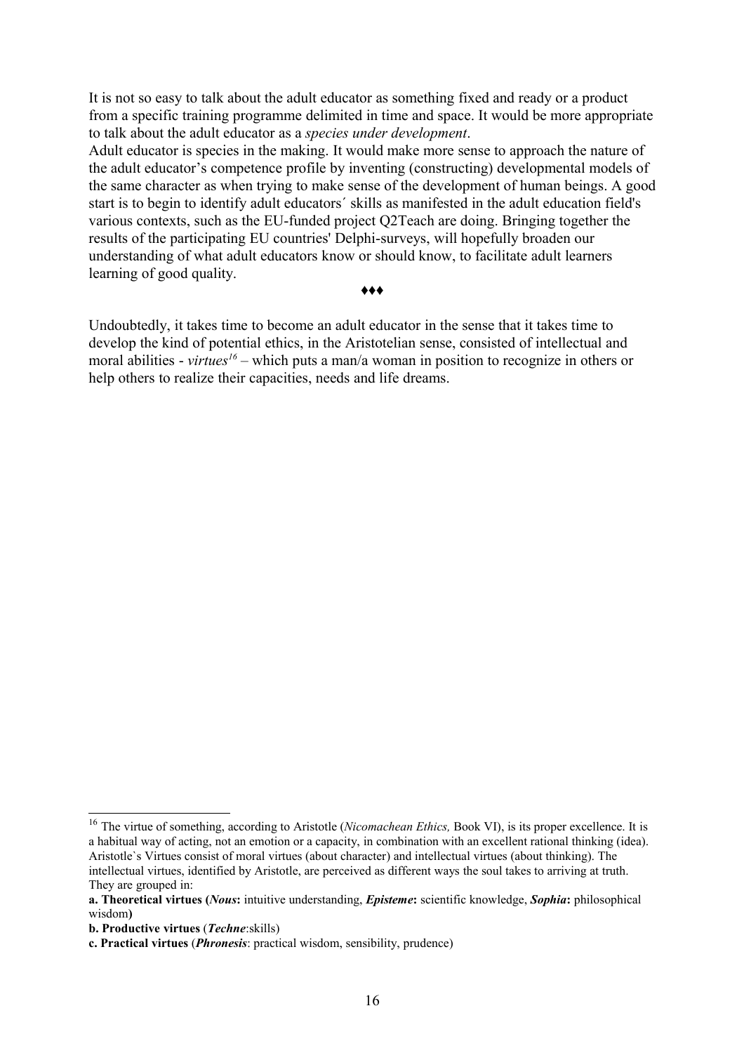It is not so easy to talk about the adult educator as something fixed and ready or a product from a specific training programme delimited in time and space. It would be more appropriate to talk about the adult educator as a *species under development*.

Adult educator is species in the making. It would make more sense to approach the nature of the adult educator's competence profile by inventing (constructing) developmental models of the same character as when trying to make sense of the development of human beings. A good start is to begin to identify adult educators´ skills as manifested in the adult education field's various contexts, such as the EU-funded project Q2Teach are doing. Bringing together the results of the participating EU countries' Delphi-surveys, will hopefully broaden our understanding of what adult educators know or should know, to facilitate adult learners learning of good quality.

♦♦♦

Undoubtedly, it takes time to become an adult educator in the sense that it takes time to develop the kind of potential ethics, in the Aristotelian sense, consisted of intellectual and moral abilities - *virtues*[16] – which puts a man/a woman in position to recognize in others or help others to realize their capacities, needs and life dreams.

---

[16] The virtue of something, according to Aristotle (*Nicomachean Ethics,* Book VI), is its proper excellence. It is a habitual way of acting, not an emotion or a capacity, in combination with an excellent rational thinking (idea). Aristotle`s Virtues consist of moral virtues (about character) and intellectual virtues (about thinking). The intellectual virtues, identified by Aristotle, are perceived as different ways the soul takes to arriving at truth. They are grouped in:

**a. Theoretical virtues (*Nous*:** intuitive understanding, ***Episteme*:** scientific knowledge, ***Sophia*:** philosophical wisdom**)**

**b. Productive virtues** (***Techne***:skills)

**c. Practical virtues** (***Phronesis***: practical wisdom, sensibility, prudence)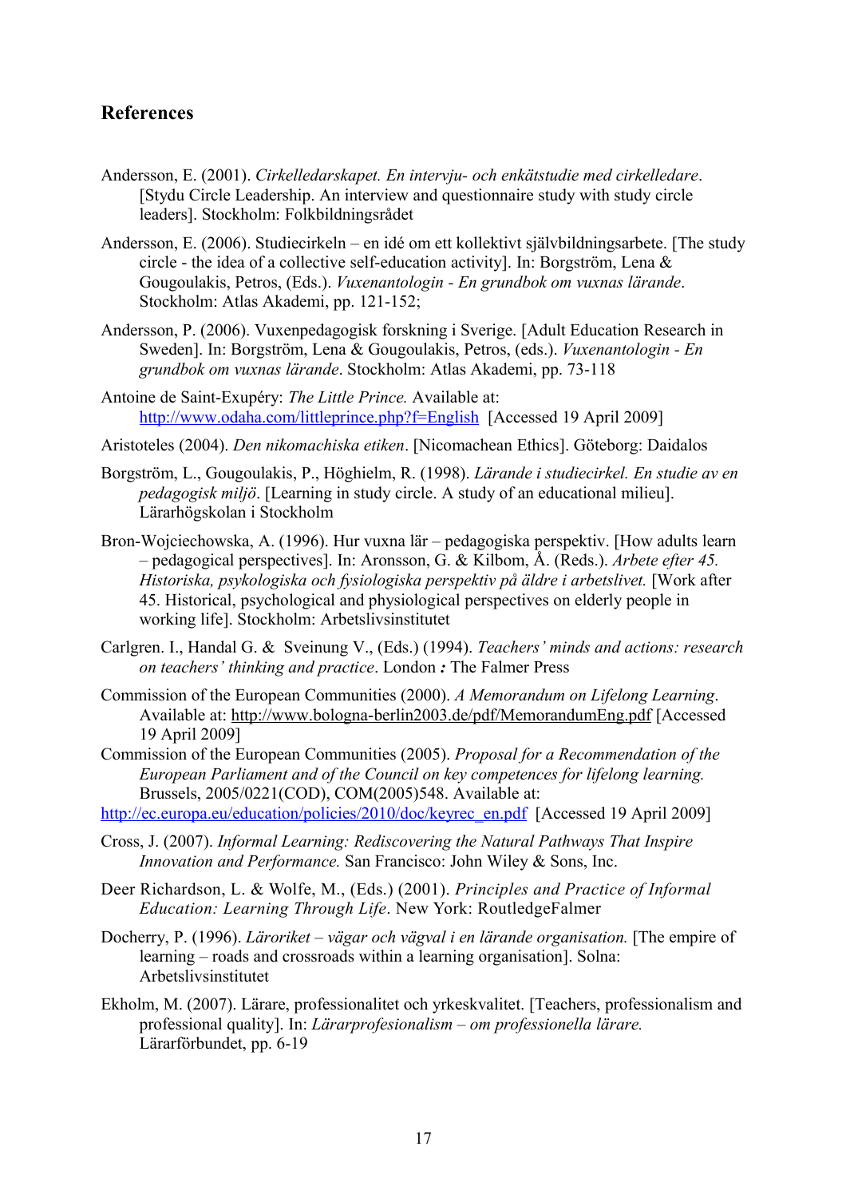## References

Andersson, E. (2001). *Cirkelledarskapet. En intervju- och enkätstudie med cirkelledare*. [Stydu Circle Leadership. An interview and questionnaire study with study circle leaders]. Stockholm: Folkbildningsrådet

Andersson, E. (2006). Studiecirkeln – en idé om ett kollektivt självbildningsarbete. [The study circle - the idea of a collective self-education activity]. In: Borgström, Lena & Gougoulakis, Petros, (Eds.). *Vuxenantologin - En grundbok om vuxnas lärande*. Stockholm: Atlas Akademi, pp. 121-152;

Andersson, P. (2006). Vuxenpedagogisk forskning i Sverige. [Adult Education Research in Sweden]. In: Borgström, Lena & Gougoulakis, Petros, (eds.). *Vuxenantologin - En grundbok om vuxnas lärande*. Stockholm: Atlas Akademi, pp. 73-118

Antoine de Saint-Exupéry: *The Little Prince.* Available at: http://www.odaha.com/littleprince.php?f=English [Accessed 19 April 2009]

Aristoteles (2004). *Den nikomachiska etiken*. [Nicomachean Ethics]. Göteborg: Daidalos

Borgström, L., Gougoulakis, P., Höghielm, R. (1998). *Lärande i studiecirkel. En studie av en pedagogisk miljö*. [Learning in study circle. A study of an educational milieu]. Lärarhögskolan i Stockholm

Bron-Wojciechowska, A. (1996). Hur vuxna lär – pedagogiska perspektiv. [How adults learn – pedagogical perspectives]. In: Aronsson, G. & Kilbom, Å. (Reds.). *Arbete efter 45. Historiska, psykologiska och fysiologiska perspektiv på äldre i arbetslivet.* [Work after 45. Historical, psychological and physiological perspectives on elderly people in working life]. Stockholm: Arbetslivsinstitutet

Carlgren. I., Handal G. & Sveinung V., (Eds.) (1994). *Teachers' minds and actions: research on teachers' thinking and practice*. London **:** The Falmer Press

Commission of the European Communities (2000). *A Memorandum on Lifelong Learning*. Available at: http://www.bologna-berlin2003.de/pdf/MemorandumEng.pdf [Accessed 19 April 2009]

Commission of the European Communities (2005). *Proposal for a Recommendation of the European Parliament and of the Council on key competences for lifelong learning.* Brussels, 2005/0221(COD), COM(2005)548. Available at: http://ec.europa.eu/education/policies/2010/doc/keyrec_en.pdf [Accessed 19 April 2009]

Cross, J. (2007). *Informal Learning: Rediscovering the Natural Pathways That Inspire Innovation and Performance.* San Francisco: John Wiley & Sons, Inc.

Deer Richardson, L. & Wolfe, M., (Eds.) (2001). *Principles and Practice of Informal Education: Learning Through Life*. New York: RoutledgeFalmer

Docherry, P. (1996). *Läroriket – vägar och vägval i en lärande organisation.* [The empire of learning – roads and crossroads within a learning organisation]. Solna: Arbetslivsinstitutet

Ekholm, M. (2007). Lärare, professionalitet och yrkeskvalitet. [Teachers, professionalism and professional quality]. In: *Lärarprofesionalism – om professionella lärare.* Lärarförbundet, pp. 6-19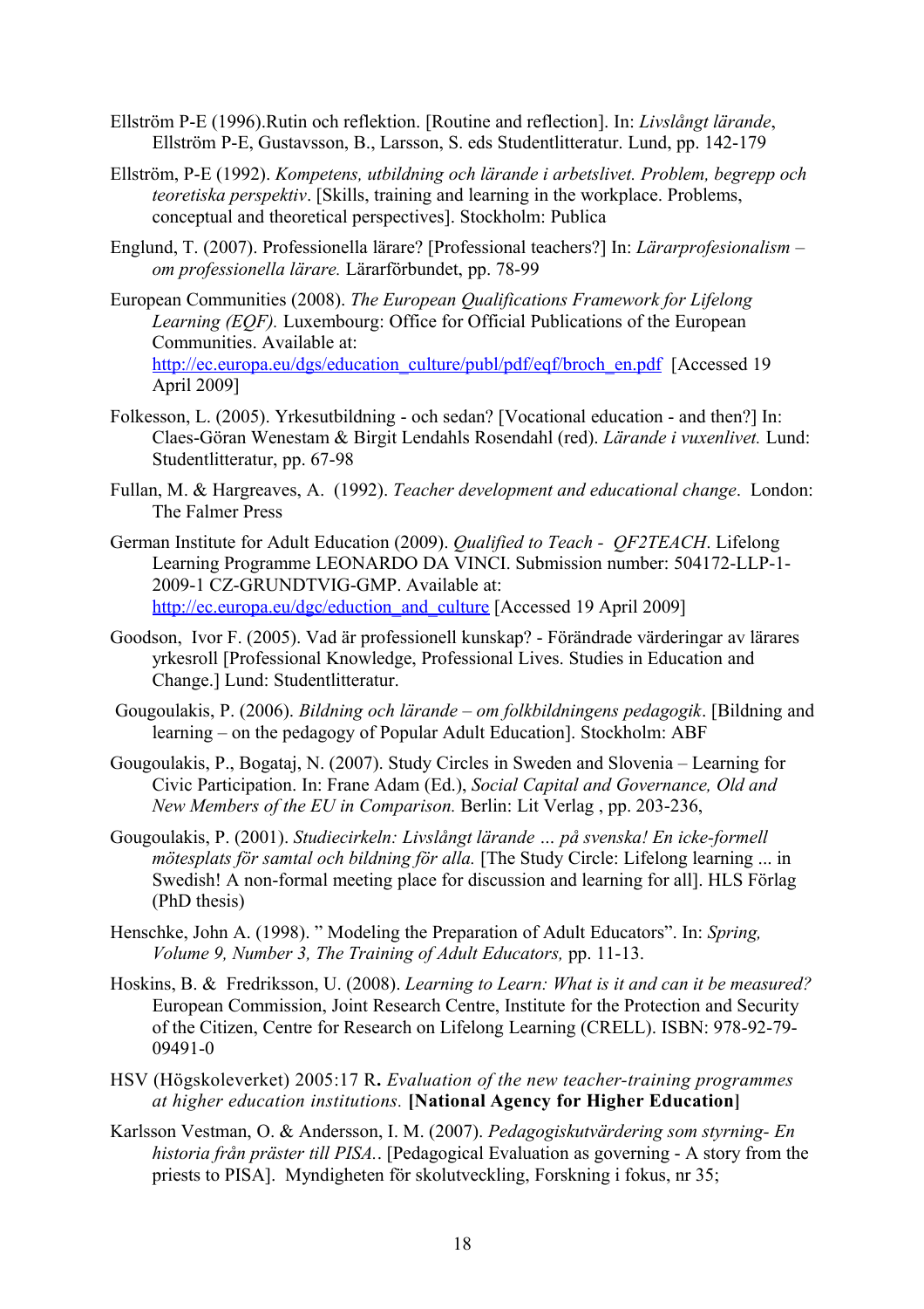Ellström P-E (1996).Rutin och reflektion. [Routine and reflection]. In: *Livslångt lärande*, Ellström P-E, Gustavsson, B., Larsson, S. eds Studentlitteratur. Lund, pp. 142-179

Ellström, P-E (1992). *Kompetens, utbildning och lärande i arbetslivet. Problem, begrepp och teoretiska perspektiv*. [Skills, training and learning in the workplace. Problems, conceptual and theoretical perspectives]. Stockholm: Publica

Englund, T. (2007). Professionella lärare? [Professional teachers?] In: *Lärarprofesionalism – om professionella lärare.* Lärarförbundet, pp. 78-99

European Communities (2008). *The European Qualifications Framework for Lifelong Learning (EQF).* Luxembourg: Office for Official Publications of the European Communities. Available at: http://ec.europa.eu/dgs/education_culture/publ/pdf/eqf/broch_en.pdf [Accessed 19 April 2009]

Folkesson, L. (2005). Yrkesutbildning - och sedan? [Vocational education - and then?] In: Claes-Göran Wenestam & Birgit Lendahls Rosendahl (red). *Lärande i vuxenlivet.* Lund: Studentlitteratur, pp. 67-98

Fullan, M. & Hargreaves, A. (1992). *Teacher development and educational change*. London: The Falmer Press

German Institute for Adult Education (2009). *Qualified to Teach - QF2TEACH*. Lifelong Learning Programme LEONARDO DA VINCI. Submission number: 504172-LLP-1-2009-1 CZ-GRUNDTVIG-GMP. Available at: http://ec.europa.eu/dgc/eduction_and_culture [Accessed 19 April 2009]

Goodson, Ivor F. (2005). Vad är professionell kunskap? - Förändrade värderingar av lärares yrkesroll [Professional Knowledge, Professional Lives. Studies in Education and Change.] Lund: Studentlitteratur.

Gougoulakis, P. (2006). *Bildning och lärande – om folkbildningens pedagogik*. [Bildning and learning – on the pedagogy of Popular Adult Education]. Stockholm: ABF

Gougoulakis, P., Bogataj, N. (2007). Study Circles in Sweden and Slovenia – Learning for Civic Participation. In: Frane Adam (Ed.), *Social Capital and Governance, Old and New Members of the EU in Comparison.* Berlin: Lit Verlag , pp. 203-236,

Gougoulakis, P. (2001). *Studiecirkeln: Livslångt lärande ... på svenska! En icke-formell mötesplats för samtal och bildning för alla.* [The Study Circle: Lifelong learning ... in Swedish! A non-formal meeting place for discussion and learning for all]. HLS Förlag (PhD thesis)

Henschke, John A. (1998). " Modeling the Preparation of Adult Educators". In: *Spring, Volume 9, Number 3, The Training of Adult Educators,* pp. 11-13.

Hoskins, B. & Fredriksson, U. (2008). *Learning to Learn: What is it and can it be measured?* European Commission, Joint Research Centre, Institute for the Protection and Security of the Citizen, Centre for Research on Lifelong Learning (CRELL). ISBN: 978-92-79-09491-0

HSV (Högskoleverket) 2005:17 R**.** *Evaluation of the new teacher-training programmes at higher education institutions.* **[National Agency for Higher Education]**

Karlsson Vestman, O. & Andersson, I. M. (2007). *Pedagogiskutvärdering som styrning- En historia från präster till PISA..* [Pedagogical Evaluation as governing - A story from the priests to PISA]. Myndigheten för skolutveckling, Forskning i fokus, nr 35;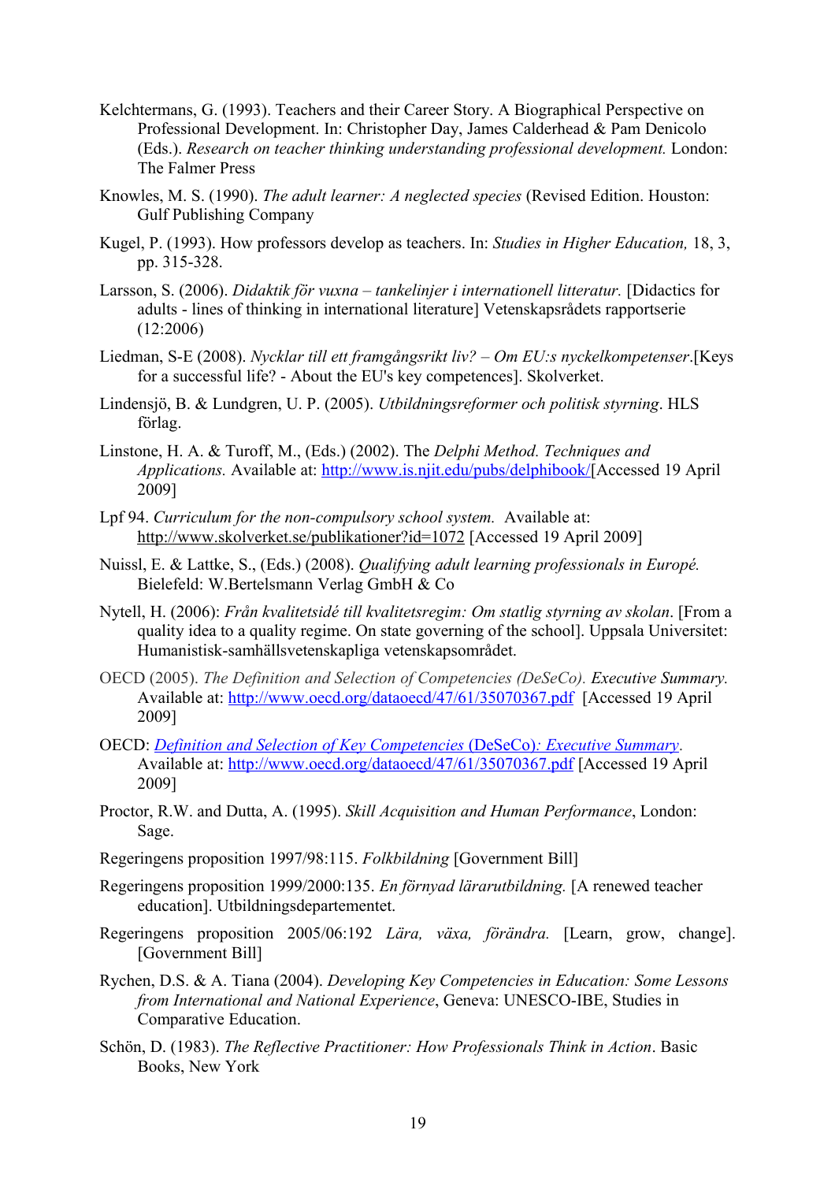Kelchtermans, G. (1993). Teachers and their Career Story. A Biographical Perspective on Professional Development. In: Christopher Day, James Calderhead & Pam Denicolo (Eds.). *Research on teacher thinking understanding professional development.* London: The Falmer Press

Knowles, M. S. (1990). *The adult learner: A neglected species* (Revised Edition. Houston: Gulf Publishing Company

Kugel, P. (1993). How professors develop as teachers. In: *Studies in Higher Education,* 18, 3, pp. 315-328.

Larsson, S. (2006). *Didaktik för vuxna – tankelinjer i internationell litteratur.* [Didactics for adults - lines of thinking in international literature] Vetenskapsrådets rapportserie (12:2006)

Liedman, S-E (2008). *Nycklar till ett framgångsrikt liv? – Om EU:s nyckelkompetenser*.[Keys for a successful life? - About the EU's key competences]. Skolverket.

Lindensjö, B. & Lundgren, U. P. (2005). *Utbildningsreformer och politisk styrning*. HLS förlag.

Linstone, H. A. & Turoff, M., (Eds.) (2002). The *Delphi Method. Techniques and Applications.* Available at: http://www.is.njit.edu/pubs/delphibook/[Accessed 19 April 2009]

Lpf 94. *Curriculum for the non-compulsory school system.* Available at: http://www.skolverket.se/publikationer?id=1072 [Accessed 19 April 2009]

Nuissl, E. & Lattke, S., (Eds.) (2008). *Qualifying adult learning professionals in Europé.* Bielefeld: W.Bertelsmann Verlag GmbH & Co

Nytell, H. (2006): *Från kvalitetsidé till kvalitetsregim: Om statlig styrning av skolan*. [From a quality idea to a quality regime. On state governing of the school]. Uppsala Universitet: Humanistisk-samhällsvetenskapliga vetenskapsområdet.

OECD (2005). *The Definition and Selection of Competencies (DeSeCo). Executive Summary.* Available at: http://www.oecd.org/dataoecd/47/61/35070367.pdf [Accessed 19 April 2009]

OECD: *Definition and Selection of Key Competencies* (DeSeCo)*: Executive Summary*. Available at: http://www.oecd.org/dataoecd/47/61/35070367.pdf [Accessed 19 April 2009]

Proctor, R.W. and Dutta, A. (1995). *Skill Acquisition and Human Performance*, London: Sage.

Regeringens proposition 1997/98:115. *Folkbildning* [Government Bill]

Regeringens proposition 1999/2000:135. *En förnyad lärarutbildning.* [A renewed teacher education]. Utbildningsdepartementet.

Regeringens proposition 2005/06:192 *Lära, växa, förändra.* [Learn, grow, change]. [Government Bill]

Rychen, D.S. & A. Tiana (2004). *Developing Key Competencies in Education: Some Lessons from International and National Experience*, Geneva: UNESCO-IBE, Studies in Comparative Education.

Schön, D. (1983). *The Reflective Practitioner: How Professionals Think in Action*. Basic Books, New York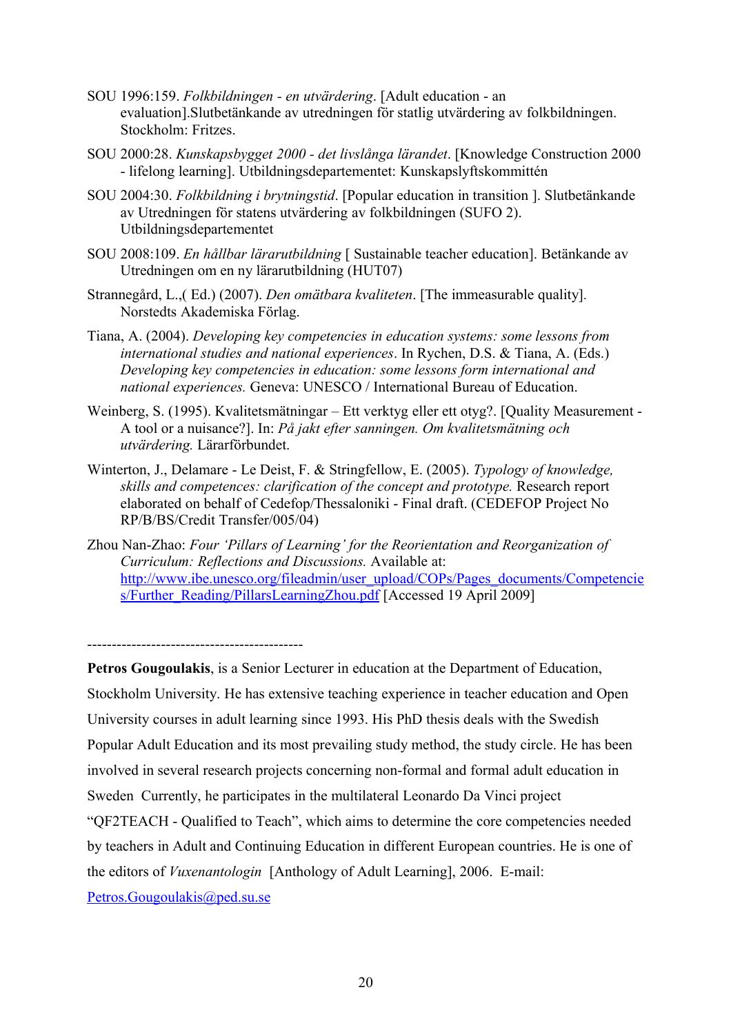SOU 1996:159. *Folkbildningen - en utvärdering*. [Adult education - an evaluation].Slutbetänkande av utredningen för statlig utvärdering av folkbildningen. Stockholm: Fritzes.

SOU 2000:28. *Kunskapsbygget 2000 - det livslånga lärandet*. [Knowledge Construction 2000 - lifelong learning]. Utbildningsdepartementet: Kunskapslyftskommittén

SOU 2004:30. *Folkbildning i brytningstid*. [Popular education in transition ]. Slutbetänkande av Utredningen för statens utvärdering av folkbildningen (SUFO 2). Utbildningsdepartementet

SOU 2008:109. *En hållbar lärarutbildning* [ Sustainable teacher education]. Betänkande av Utredningen om en ny lärarutbildning (HUT07)

Strannegård, L.,( Ed.) (2007). *Den omätbara kvaliteten*. [The immeasurable quality]. Norstedts Akademiska Förlag.

Tiana, A. (2004). *Developing key competencies in education systems: some lessons from international studies and national experiences*. In Rychen, D.S. & Tiana, A. (Eds.) *Developing key competencies in education: some lessons form international and national experiences.* Geneva: UNESCO / International Bureau of Education.

Weinberg, S. (1995). Kvalitetsmätningar – Ett verktyg eller ett otyg?. [Quality Measurement - A tool or a nuisance?]. In: *På jakt efter sanningen. Om kvalitetsmätning och utvärdering.* Lärarförbundet.

Winterton, J., Delamare - Le Deist, F. & Stringfellow, E. (2005). *Typology of knowledge, skills and competences: clarification of the concept and prototype.* Research report elaborated on behalf of Cedefop/Thessaloniki - Final draft. (CEDEFOP Project No RP/B/BS/Credit Transfer/005/04)

Zhou Nan-Zhao: *Four 'Pillars of Learning' for the Reorientation and Reorganization of Curriculum: Reflections and Discussions.* Available at: http://www.ibe.unesco.org/fileadmin/user_upload/COPs/Pages_documents/Competencies/Further_Reading/PillarsLearningZhou.pdf [Accessed 19 April 2009]

--------------------------------------------

**Petros Gougoulakis**, is a Senior Lecturer in education at the Department of Education, Stockholm University. He has extensive teaching experience in teacher education and Open University courses in adult learning since 1993. His PhD thesis deals with the Swedish Popular Adult Education and its most prevailing study method, the study circle. He has been involved in several research projects concerning non-formal and formal adult education in Sweden Currently, he participates in the multilateral Leonardo Da Vinci project "QF2TEACH - Qualified to Teach", which aims to determine the core competencies needed by teachers in Adult and Continuing Education in different European countries. He is one of the editors of *Vuxenantologin* [Anthology of Adult Learning], 2006. E-mail: Petros.Gougoulakis@ped.su.se